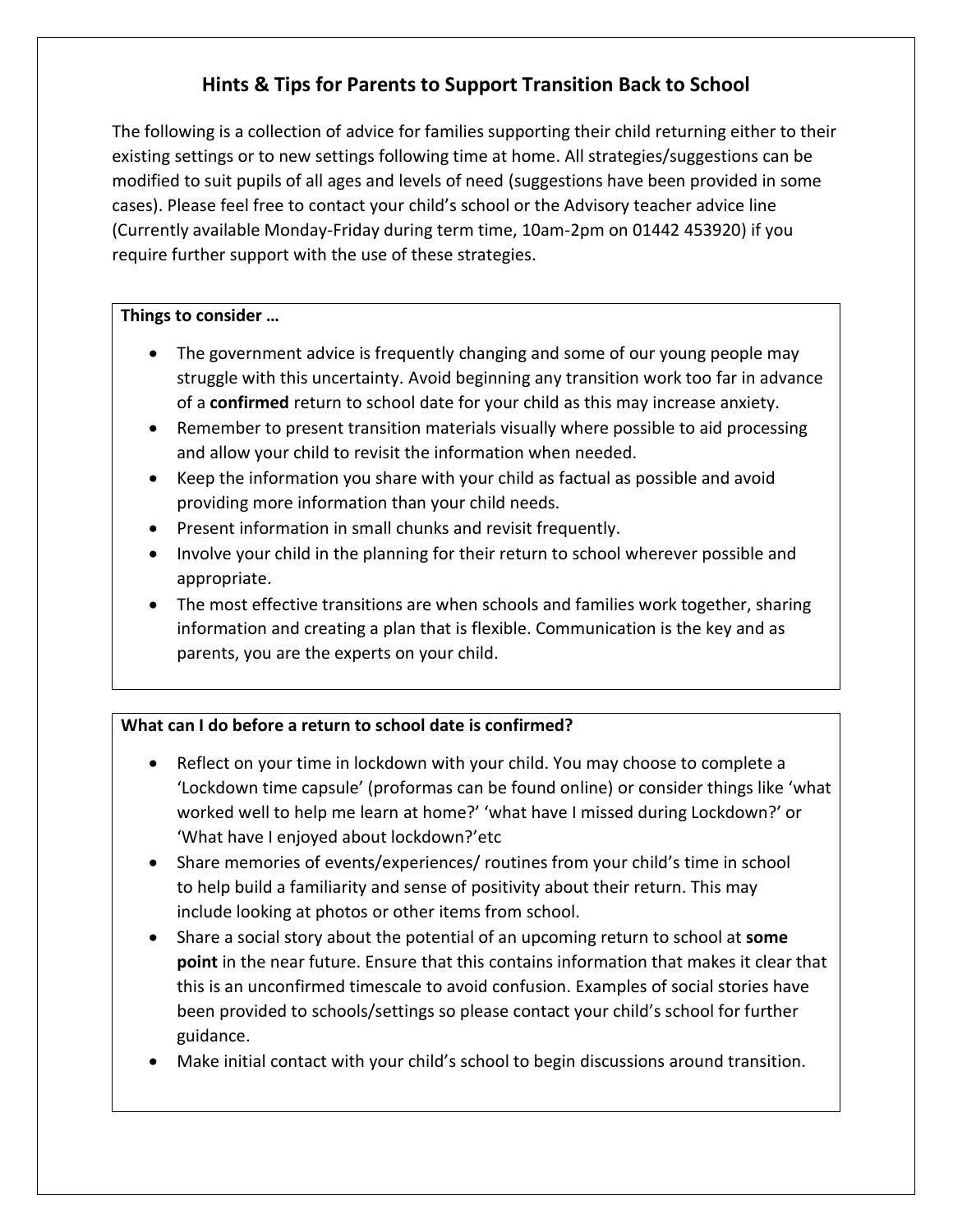# Hints & Tips for Parents to Support Transition Back to School

The following is a collection of advice for families supporting their child returning either to their existing settings or to new settings following time at home. All strategies/suggestions can be modified to suit pupils of all ages and levels of need (suggestions have been provided in some cases). Please feel free to contact your child's school or the Advisory teacher advice line (Currently available Monday-Friday during term time, 10am-2pm on 01442 453920) if you require further support with the use of these strategies.

**Things to consider …**

- The government advice is frequently changing and some of our young people may struggle with this uncertainty. Avoid beginning any transition work too far in advance of a **confirmed** return to school date for your child as this may increase anxiety.
- Remember to present transition materials visually where possible to aid processing and allow your child to revisit the information when needed.
- Keep the information you share with your child as factual as possible and avoid providing more information than your child needs.
- Present information in small chunks and revisit frequently.
- Involve your child in the planning for their return to school wherever possible and appropriate.
- The most effective transitions are when schools and families work together, sharing information and creating a plan that is flexible. Communication is the key and as parents, you are the experts on your child.

**What can I do before a return to school date is confirmed?**

- Reflect on your time in lockdown with your child. You may choose to complete a 'Lockdown time capsule' (proformas can be found online) or consider things like 'what worked well to help me learn at home?' 'what have I missed during Lockdown?' or 'What have I enjoyed about lockdown?'etc
- Share memories of events/experiences/ routines from your child's time in school to help build a familiarity and sense of positivity about their return. This may include looking at photos or other items from school.
- Share a social story about the potential of an upcoming return to school at **some point** in the near future. Ensure that this contains information that makes it clear that this is an unconfirmed timescale to avoid confusion. Examples of social stories have been provided to schools/settings so please contact your child's school for further guidance.
- Make initial contact with your child's school to begin discussions around transition.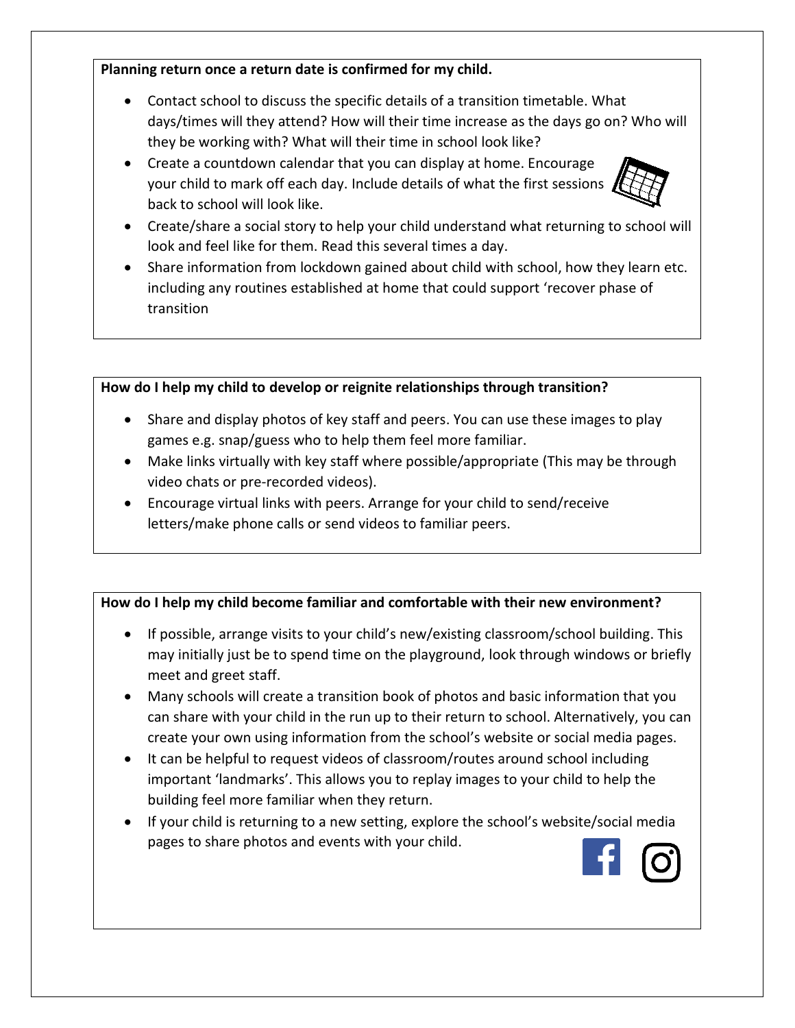**Planning return once a return date is confirmed for my child.**

- Contact school to discuss the specific details of a transition timetable. What days/times will they attend? How will their time increase as the days go on? Who will they be working with? What will their time in school look like?
- Create a countdown calendar that you can display at home. Encourage your child to mark off each day. Include details of what the first sessions back to school will look like.
- Create/share a social story to help your child understand what returning to school will look and feel like for them. Read this several times a day.
- Share information from lockdown gained about child with school, how they learn etc. including any routines established at home that could support 'recover phase of transition

**How do I help my child to develop or reignite relationships through transition?**

- Share and display photos of key staff and peers. You can use these images to play games e.g. snap/guess who to help them feel more familiar.
- Make links virtually with key staff where possible/appropriate (This may be through video chats or pre-recorded videos).
- Encourage virtual links with peers. Arrange for your child to send/receive letters/make phone calls or send videos to familiar peers.

**How do I help my child become familiar and comfortable with their new environment?**

- If possible, arrange visits to your child's new/existing classroom/school building. This may initially just be to spend time on the playground, look through windows or briefly meet and greet staff.
- Many schools will create a transition book of photos and basic information that you can share with your child in the run up to their return to school. Alternatively, you can create your own using information from the school's website or social media pages.
- It can be helpful to request videos of classroom/routes around school including important 'landmarks'. This allows you to replay images to your child to help the building feel more familiar when they return.
- If your child is returning to a new setting, explore the school's website/social media pages to share photos and events with your child.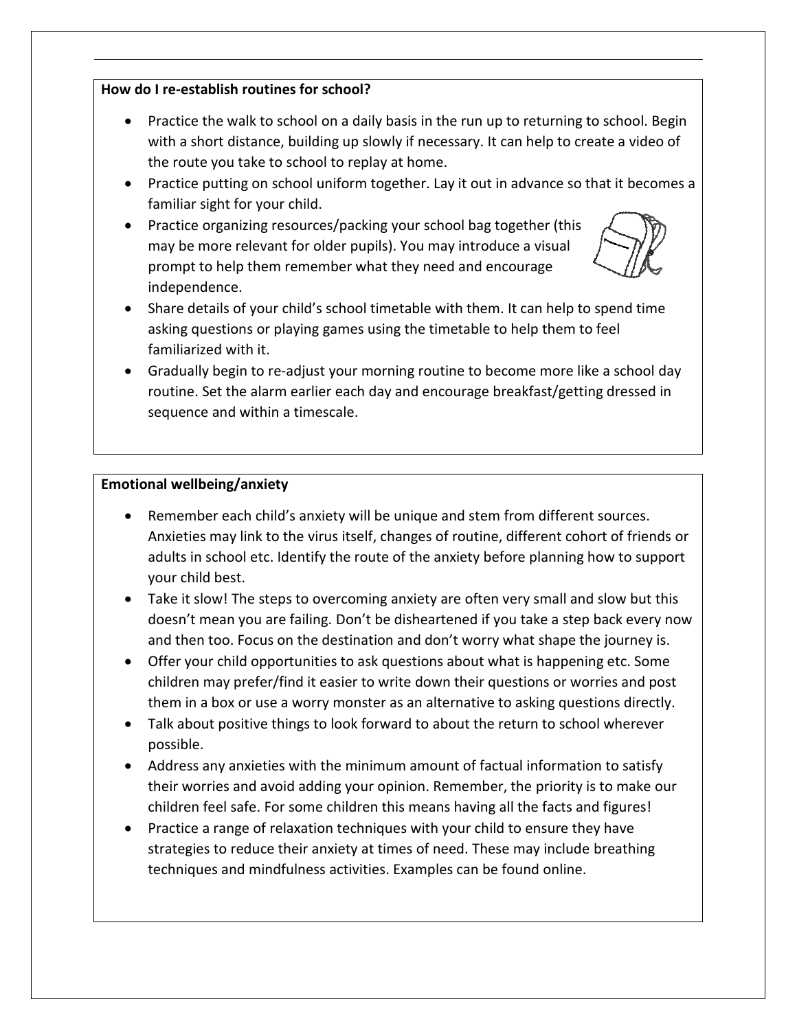**How do I re-establish routines for school?**

- Practice the walk to school on a daily basis in the run up to returning to school. Begin with a short distance, building up slowly if necessary. It can help to create a video of the route you take to school to replay at home.
- Practice putting on school uniform together. Lay it out in advance so that it becomes a familiar sight for your child.
- Practice organizing resources/packing your school bag together (this may be more relevant for older pupils). You may introduce a visual prompt to help them remember what they need and encourage independence.
- Share details of your child's school timetable with them. It can help to spend time asking questions or playing games using the timetable to help them to feel familiarized with it.
- Gradually begin to re-adjust your morning routine to become more like a school day routine. Set the alarm earlier each day and encourage breakfast/getting dressed in sequence and within a timescale.

**Emotional wellbeing/anxiety**

- Remember each child's anxiety will be unique and stem from different sources. Anxieties may link to the virus itself, changes of routine, different cohort of friends or adults in school etc. Identify the route of the anxiety before planning how to support your child best.
- Take it slow! The steps to overcoming anxiety are often very small and slow but this doesn't mean you are failing. Don't be disheartened if you take a step back every now and then too. Focus on the destination and don't worry what shape the journey is.
- Offer your child opportunities to ask questions about what is happening etc. Some children may prefer/find it easier to write down their questions or worries and post them in a box or use a worry monster as an alternative to asking questions directly.
- Talk about positive things to look forward to about the return to school wherever possible.
- Address any anxieties with the minimum amount of factual information to satisfy their worries and avoid adding your opinion. Remember, the priority is to make our children feel safe. For some children this means having all the facts and figures!
- Practice a range of relaxation techniques with your child to ensure they have strategies to reduce their anxiety at times of need. These may include breathing techniques and mindfulness activities. Examples can be found online.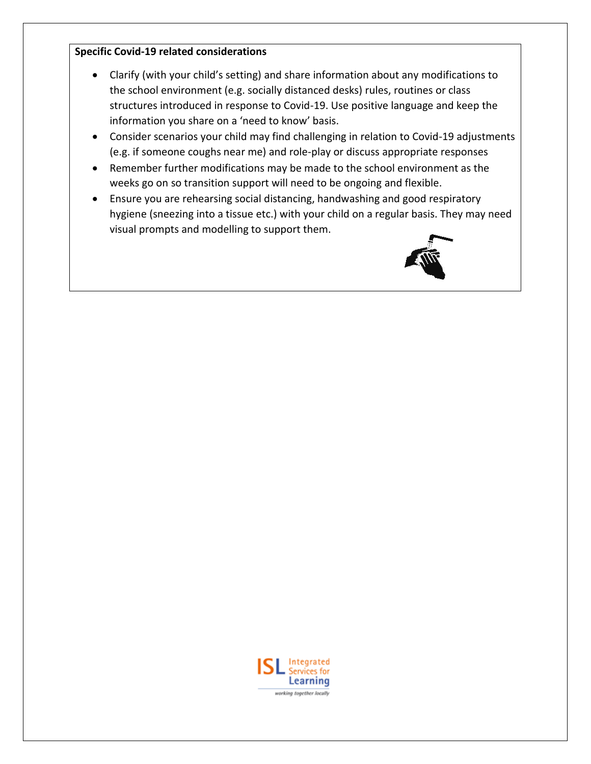**Specific Covid-19 related considerations**

- Clarify (with your child's setting) and share information about any modifications to the school environment (e.g. socially distanced desks) rules, routines or class structures introduced in response to Covid-19. Use positive language and keep the information you share on a 'need to know' basis.
- Consider scenarios your child may find challenging in relation to Covid-19 adjustments (e.g. if someone coughs near me) and role-play or discuss appropriate responses
- Remember further modifications may be made to the school environment as the weeks go on so transition support will need to be ongoing and flexible.
- Ensure you are rehearsing social distancing, handwashing and good respiratory hygiene (sneezing into a tissue etc.) with your child on a regular basis. They may need visual prompts and modelling to support them.

ISL Integrated Services for Learning

working together locally